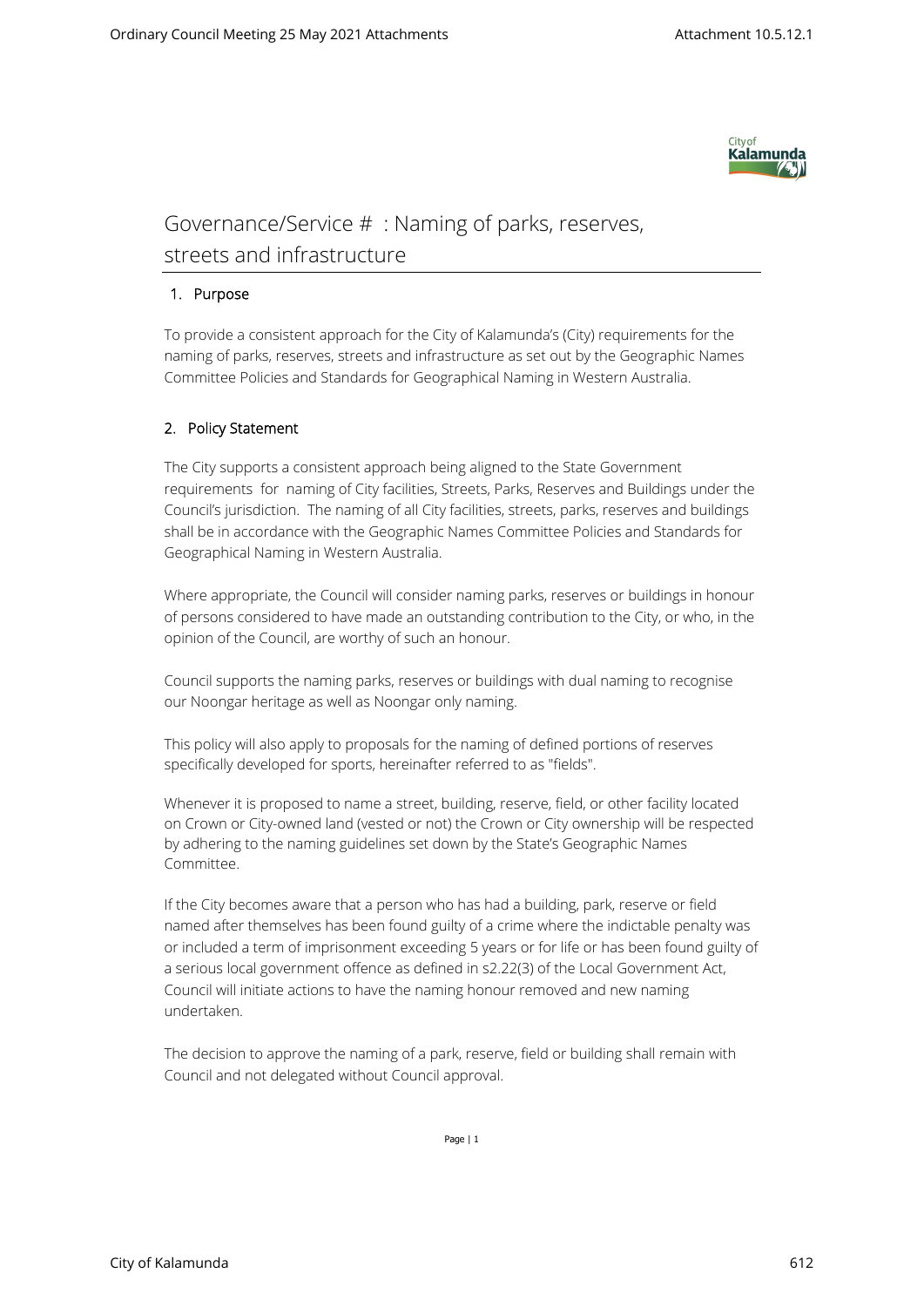# Governance/Service # : Naming of parks, reserves, streets and infrastructure

## 1. Purpose

To provide a consistent approach for the City of Kalamunda's (City) requirements for the naming of parks, reserves, streets and infrastructure as set out by the Geographic Names Committee Policies and Standards for Geographical Naming in Western Australia.

## 2. Policy Statement

The City supports a consistent approach being aligned to the State Government requirements for naming of City facilities, Streets, Parks, Reserves and Buildings under the Council's jurisdiction. The naming of all City facilities, streets, parks, reserves and buildings shall be in accordance with the Geographic Names Committee Policies and Standards for Geographical Naming in Western Australia.

Where appropriate, the Council will consider naming parks, reserves or buildings in honour of persons considered to have made an outstanding contribution to the City, or who, in the opinion of the Council, are worthy of such an honour.

Council supports the naming parks, reserves or buildings with dual naming to recognise our Noongar heritage as well as Noongar only naming.

This policy will also apply to proposals for the naming of defined portions of reserves specifically developed for sports, hereinafter referred to as "fields".

Whenever it is proposed to name a street, building, reserve, field, or other facility located on Crown or City-owned land (vested or not) the Crown or City ownership will be respected by adhering to the naming guidelines set down by the State's Geographic Names Committee.

If the City becomes aware that a person who has had a building, park, reserve or field named after themselves has been found guilty of a crime where the indictable penalty was or included a term of imprisonment exceeding 5 years or for life or has been found guilty of a serious local government offence as defined in s2.22(3) of the Local Government Act, Council will initiate actions to have the naming honour removed and new naming undertaken.

The decision to approve the naming of a park, reserve, field or building shall remain with Council and not delegated without Council approval.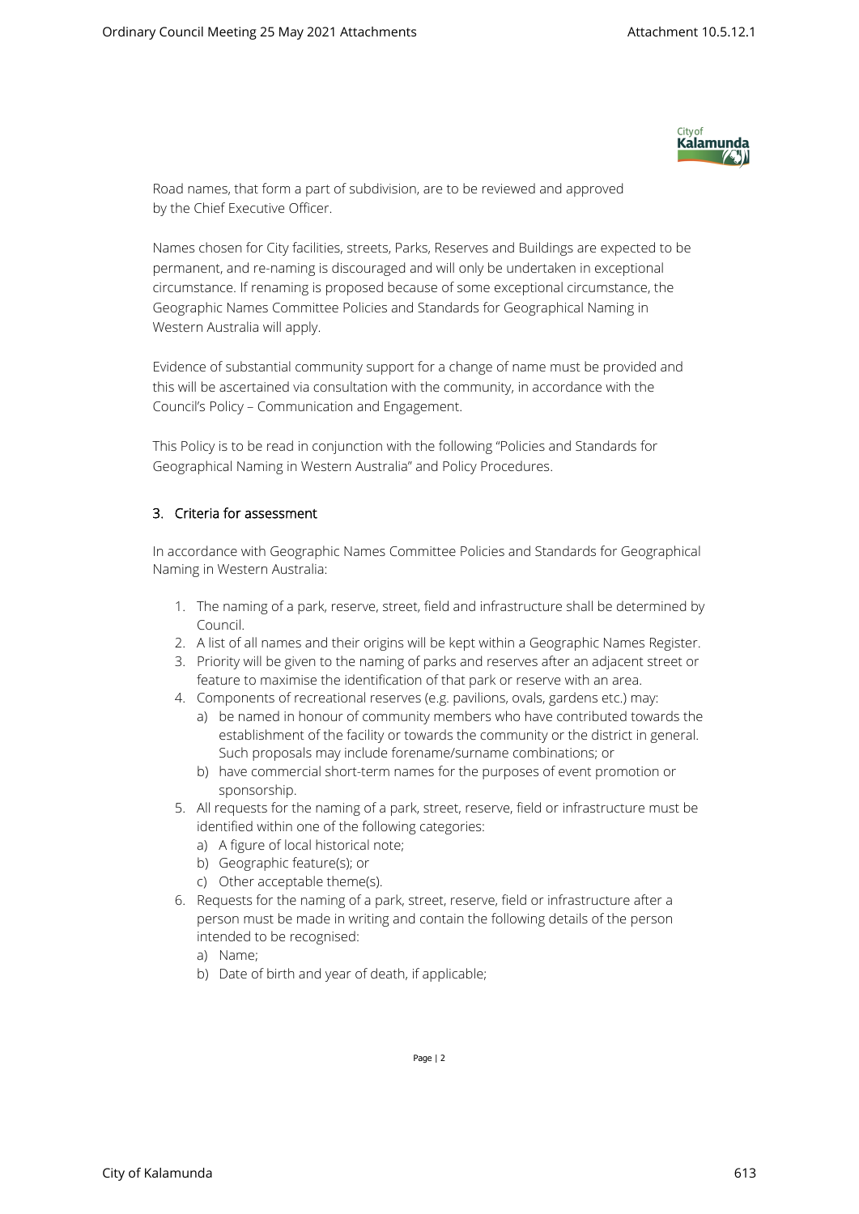Road names, that form a part of subdivision, are to be reviewed and approved by the Chief Executive Officer.

Names chosen for City facilities, streets, Parks, Reserves and Buildings are expected to be permanent, and re-naming is discouraged and will only be undertaken in exceptional circumstance. If renaming is proposed because of some exceptional circumstance, the Geographic Names Committee Policies and Standards for Geographical Naming in Western Australia will apply.

Evidence of substantial community support for a change of name must be provided and this will be ascertained via consultation with the community, in accordance with the Council's Policy – Communication and Engagement.

This Policy is to be read in conjunction with the following "Policies and Standards for Geographical Naming in Western Australia" and Policy Procedures.

## 3. Criteria for assessment

In accordance with Geographic Names Committee Policies and Standards for Geographical Naming in Western Australia:

1. The naming of a park, reserve, street, field and infrastructure shall be determined by Council.
2. A list of all names and their origins will be kept within a Geographic Names Register.
3. Priority will be given to the naming of parks and reserves after an adjacent street or feature to maximise the identification of that park or reserve with an area.
4. Components of recreational reserves (e.g. pavilions, ovals, gardens etc.) may:
   a) be named in honour of community members who have contributed towards the establishment of the facility or towards the community or the district in general. Such proposals may include forename/surname combinations; or
   b) have commercial short-term names for the purposes of event promotion or sponsorship.
5. All requests for the naming of a park, street, reserve, field or infrastructure must be identified within one of the following categories:
   a) A figure of local historical note;
   b) Geographic feature(s); or
   c) Other acceptable theme(s).
6. Requests for the naming of a park, street, reserve, field or infrastructure after a person must be made in writing and contain the following details of the person intended to be recognised:
   a) Name;
   b) Date of birth and year of death, if applicable;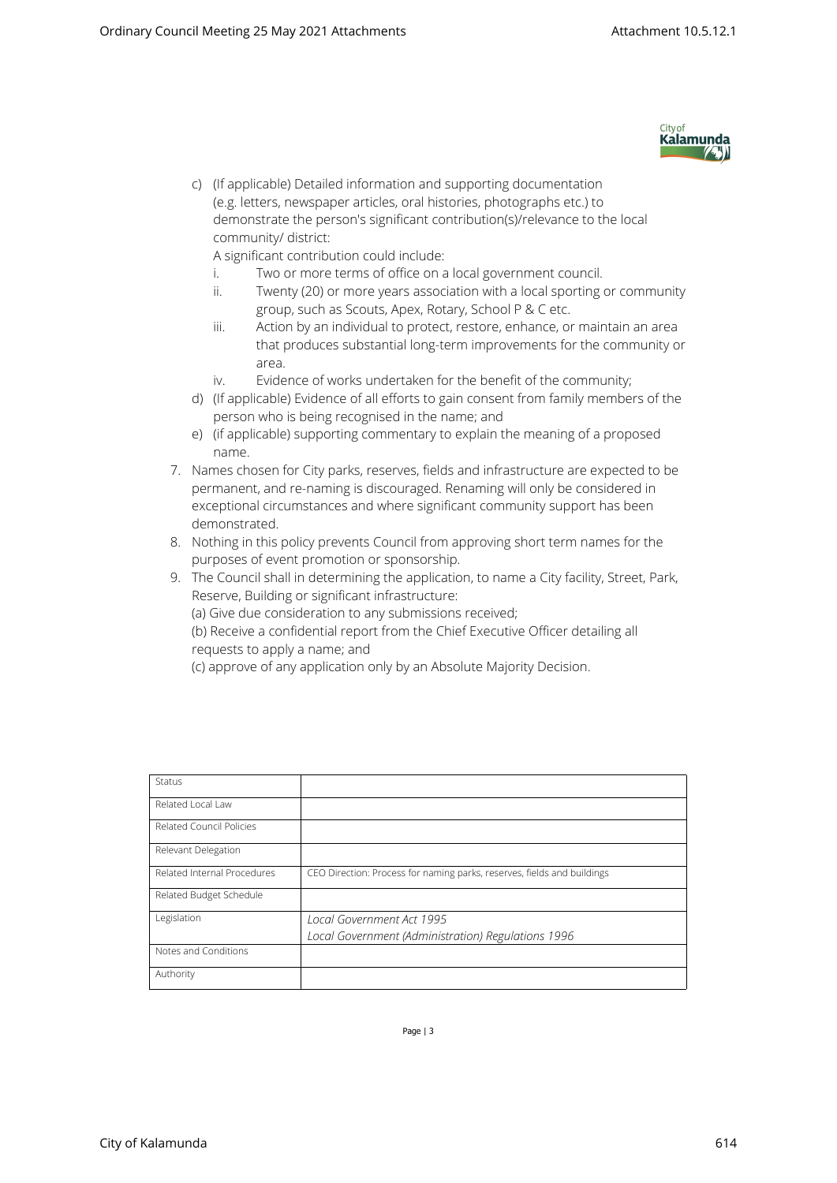c) (If applicable) Detailed information and supporting documentation (e.g. letters, newspaper articles, oral histories, photographs etc.) to demonstrate the person's significant contribution(s)/relevance to the local community/ district:

   A significant contribution could include:

   i. Two or more terms of office on a local government council.
   ii. Twenty (20) or more years association with a local sporting or community group, such as Scouts, Apex, Rotary, School P & C etc.
   iii. Action by an individual to protect, restore, enhance, or maintain an area that produces substantial long-term improvements for the community or area.
   iv. Evidence of works undertaken for the benefit of the community;

d) (If applicable) Evidence of all efforts to gain consent from family members of the person who is being recognised in the name; and

e) (if applicable) supporting commentary to explain the meaning of a proposed name.

7. Names chosen for City parks, reserves, fields and infrastructure are expected to be permanent, and re-naming is discouraged. Renaming will only be considered in exceptional circumstances and where significant community support has been demonstrated.
8. Nothing in this policy prevents Council from approving short term names for the purposes of event promotion or sponsorship.
9. The Council shall in determining the application, to name a City facility, Street, Park, Reserve, Building or significant infrastructure:

   (a) Give due consideration to any submissions received;

   (b) Receive a confidential report from the Chief Executive Officer detailing all requests to apply a name; and

   (c) approve of any application only by an Absolute Majority Decision.

| Status | |
|---|---|
| Related Local Law | |
| Related Council Policies | |
| Relevant Delegation | |
| Related Internal Procedures | CEO Direction: Process for naming parks, reserves, fields and buildings |
| Related Budget Schedule | |
| Legislation | *Local Government Act 1995*<br>*Local Government (Administration) Regulations 1996* |
| Notes and Conditions | |
| Authority | |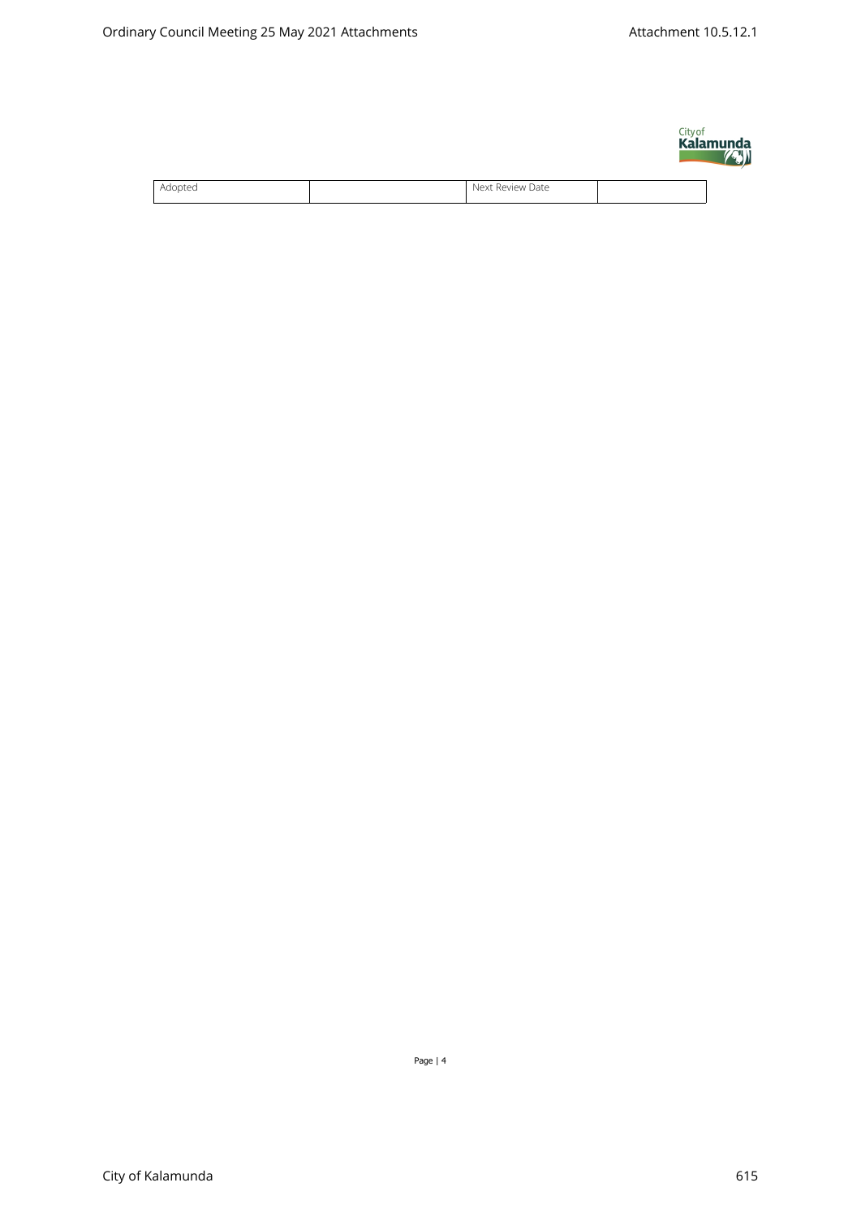| | | | |
|---|---|---|---|
| Adopted | | Next Review Date | |